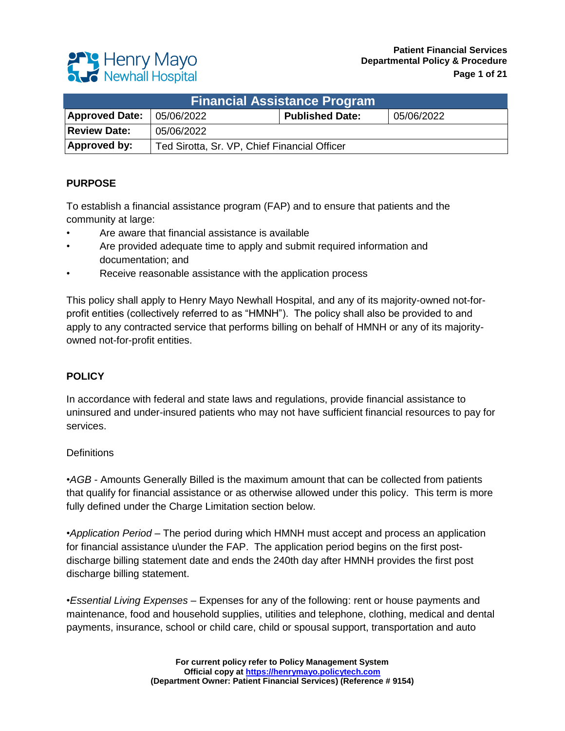# Financial Assistance Program

| Approved Date: | 05/06/2022 | Published Date: | 05/06/2022 |
|---|---|---|---|
| Review Date: | 05/06/2022 | | |
| Approved by: | Ted Sirotta, Sr. VP, Chief Financial Officer | | |

## PURPOSE

To establish a financial assistance program (FAP) and to ensure that patients and the community at large:

- Are aware that financial assistance is available
- Are provided adequate time to apply and submit required information and documentation; and
- Receive reasonable assistance with the application process

This policy shall apply to Henry Mayo Newhall Hospital, and any of its majority-owned not-for-profit entities (collectively referred to as "HMNH"). The policy shall also be provided to and apply to any contracted service that performs billing on behalf of HMNH or any of its majority-owned not-for-profit entities.

## POLICY

In accordance with federal and state laws and regulations, provide financial assistance to uninsured and under-insured patients who may not have sufficient financial resources to pay for services.

Definitions

•*AGB* - Amounts Generally Billed is the maximum amount that can be collected from patients that qualify for financial assistance or as otherwise allowed under this policy. This term is more fully defined under the Charge Limitation section below.

•*Application Period* – The period during which HMNH must accept and process an application for financial assistance u\under the FAP. The application period begins on the first post-discharge billing statement date and ends the 240th day after HMNH provides the first post discharge billing statement.

•*Essential Living Expenses* – Expenses for any of the following: rent or house payments and maintenance, food and household supplies, utilities and telephone, clothing, medical and dental payments, insurance, school or child care, child or spousal support, transportation and auto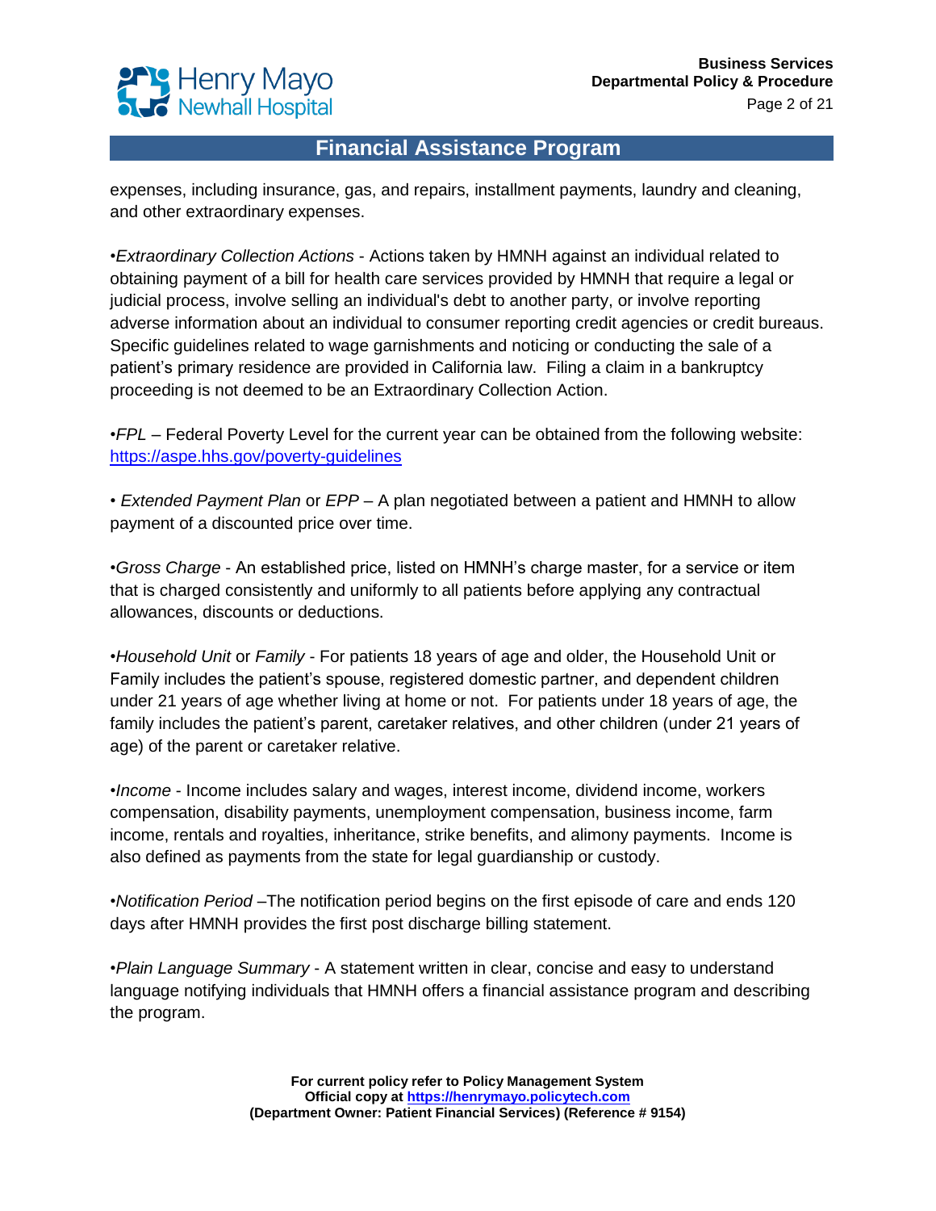expenses, including insurance, gas, and repairs, installment payments, laundry and cleaning, and other extraordinary expenses.

•*Extraordinary Collection Actions* - Actions taken by HMNH against an individual related to obtaining payment of a bill for health care services provided by HMNH that require a legal or judicial process, involve selling an individual's debt to another party, or involve reporting adverse information about an individual to consumer reporting credit agencies or credit bureaus. Specific guidelines related to wage garnishments and noticing or conducting the sale of a patient's primary residence are provided in California law. Filing a claim in a bankruptcy proceeding is not deemed to be an Extraordinary Collection Action.

•*FPL* – Federal Poverty Level for the current year can be obtained from the following website: [https://aspe.hhs.gov/poverty-guidelines](https://aspe.hhs.gov/poverty-guidelines)

• *Extended Payment Plan* or *EPP* – A plan negotiated between a patient and HMNH to allow payment of a discounted price over time.

•*Gross Charge* - An established price, listed on HMNH's charge master, for a service or item that is charged consistently and uniformly to all patients before applying any contractual allowances, discounts or deductions.

•*Household Unit* or *Family* - For patients 18 years of age and older, the Household Unit or Family includes the patient's spouse, registered domestic partner, and dependent children under 21 years of age whether living at home or not. For patients under 18 years of age, the family includes the patient's parent, caretaker relatives, and other children (under 21 years of age) of the parent or caretaker relative.

•*Income* - Income includes salary and wages, interest income, dividend income, workers compensation, disability payments, unemployment compensation, business income, farm income, rentals and royalties, inheritance, strike benefits, and alimony payments. Income is also defined as payments from the state for legal guardianship or custody.

•*Notification Period* –The notification period begins on the first episode of care and ends 120 days after HMNH provides the first post discharge billing statement.

•*Plain Language Summary* - A statement written in clear, concise and easy to understand language notifying individuals that HMNH offers a financial assistance program and describing the program.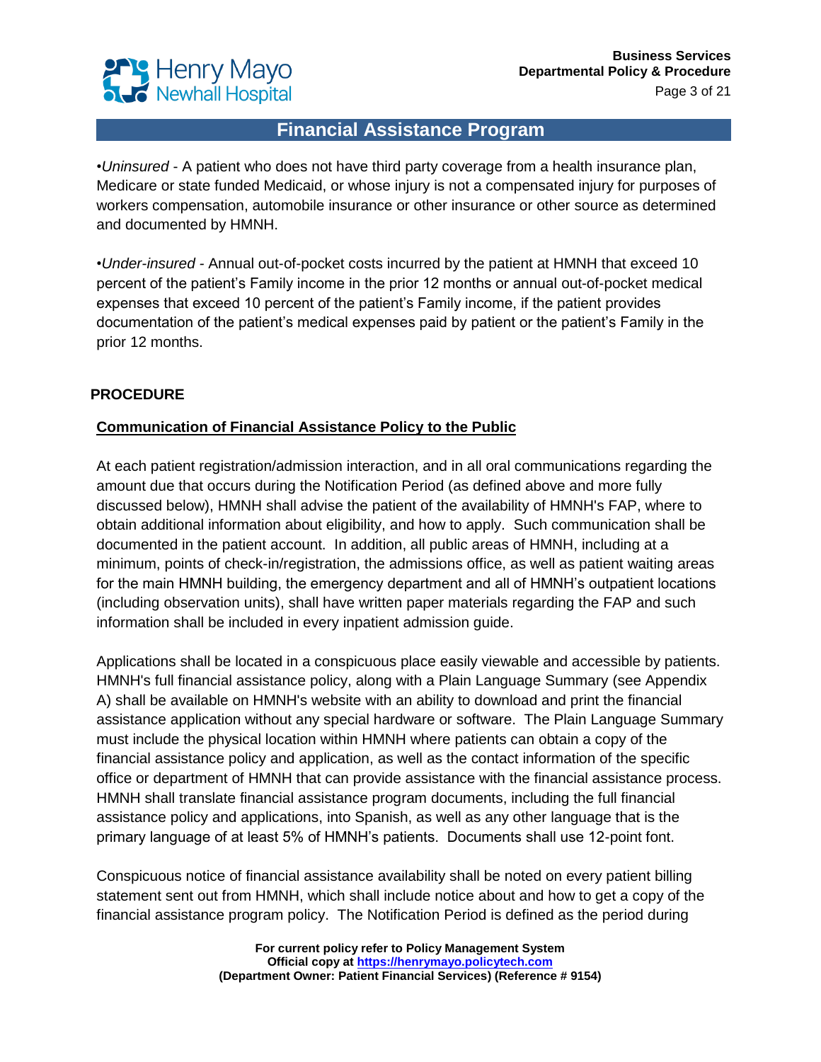•*Uninsured* - A patient who does not have third party coverage from a health insurance plan, Medicare or state funded Medicaid, or whose injury is not a compensated injury for purposes of workers compensation, automobile insurance or other insurance or other source as determined and documented by HMNH.

•*Under-insured* - Annual out-of-pocket costs incurred by the patient at HMNH that exceed 10 percent of the patient's Family income in the prior 12 months or annual out-of-pocket medical expenses that exceed 10 percent of the patient's Family income, if the patient provides documentation of the patient's medical expenses paid by patient or the patient's Family in the prior 12 months.

## PROCEDURE

### Communication of Financial Assistance Policy to the Public

At each patient registration/admission interaction, and in all oral communications regarding the amount due that occurs during the Notification Period (as defined above and more fully discussed below), HMNH shall advise the patient of the availability of HMNH's FAP, where to obtain additional information about eligibility, and how to apply. Such communication shall be documented in the patient account. In addition, all public areas of HMNH, including at a minimum, points of check-in/registration, the admissions office, as well as patient waiting areas for the main HMNH building, the emergency department and all of HMNH's outpatient locations (including observation units), shall have written paper materials regarding the FAP and such information shall be included in every inpatient admission guide.

Applications shall be located in a conspicuous place easily viewable and accessible by patients. HMNH's full financial assistance policy, along with a Plain Language Summary (see Appendix A) shall be available on HMNH's website with an ability to download and print the financial assistance application without any special hardware or software. The Plain Language Summary must include the physical location within HMNH where patients can obtain a copy of the financial assistance policy and application, as well as the contact information of the specific office or department of HMNH that can provide assistance with the financial assistance process. HMNH shall translate financial assistance program documents, including the full financial assistance policy and applications, into Spanish, as well as any other language that is the primary language of at least 5% of HMNH's patients. Documents shall use 12-point font.

Conspicuous notice of financial assistance availability shall be noted on every patient billing statement sent out from HMNH, which shall include notice about and how to get a copy of the financial assistance program policy. The Notification Period is defined as the period during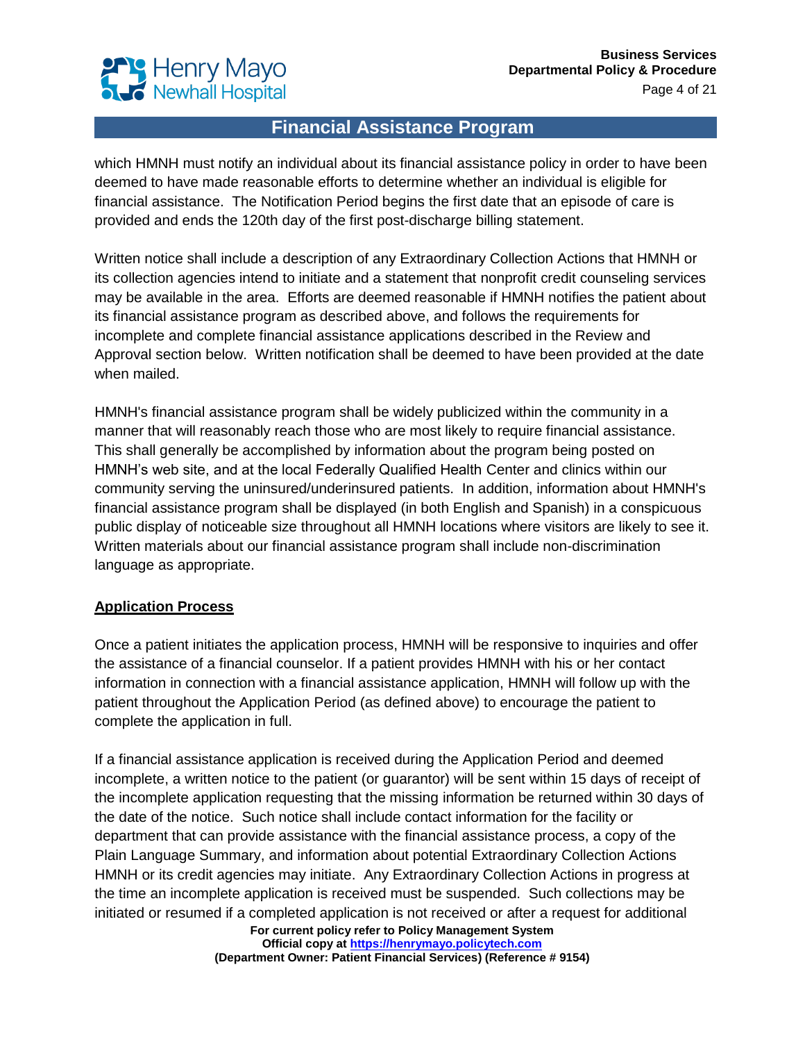which HMNH must notify an individual about its financial assistance policy in order to have been deemed to have made reasonable efforts to determine whether an individual is eligible for financial assistance. The Notification Period begins the first date that an episode of care is provided and ends the 120th day of the first post-discharge billing statement.

Written notice shall include a description of any Extraordinary Collection Actions that HMNH or its collection agencies intend to initiate and a statement that nonprofit credit counseling services may be available in the area. Efforts are deemed reasonable if HMNH notifies the patient about its financial assistance program as described above, and follows the requirements for incomplete and complete financial assistance applications described in the Review and Approval section below. Written notification shall be deemed to have been provided at the date when mailed.

HMNH's financial assistance program shall be widely publicized within the community in a manner that will reasonably reach those who are most likely to require financial assistance. This shall generally be accomplished by information about the program being posted on HMNH's web site, and at the local Federally Qualified Health Center and clinics within our community serving the uninsured/underinsured patients. In addition, information about HMNH's financial assistance program shall be displayed (in both English and Spanish) in a conspicuous public display of noticeable size throughout all HMNH locations where visitors are likely to see it. Written materials about our financial assistance program shall include non-discrimination language as appropriate.

**Application Process**

Once a patient initiates the application process, HMNH will be responsive to inquiries and offer the assistance of a financial counselor. If a patient provides HMNH with his or her contact information in connection with a financial assistance application, HMNH will follow up with the patient throughout the Application Period (as defined above) to encourage the patient to complete the application in full.

If a financial assistance application is received during the Application Period and deemed incomplete, a written notice to the patient (or guarantor) will be sent within 15 days of receipt of the incomplete application requesting that the missing information be returned within 30 days of the date of the notice. Such notice shall include contact information for the facility or department that can provide assistance with the financial assistance process, a copy of the Plain Language Summary, and information about potential Extraordinary Collection Actions HMNH or its credit agencies may initiate. Any Extraordinary Collection Actions in progress at the time an incomplete application is received must be suspended. Such collections may be initiated or resumed if a completed application is not received or after a request for additional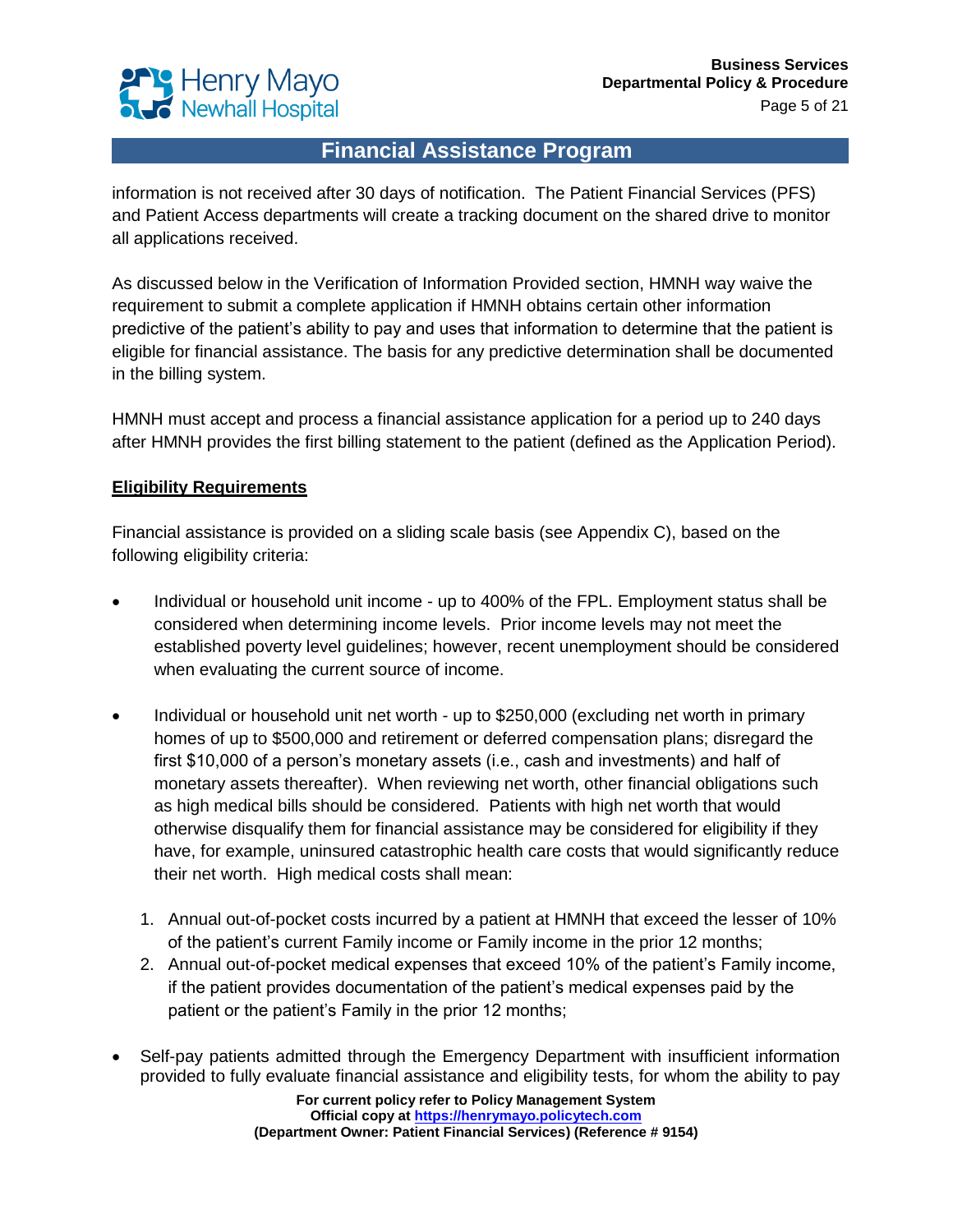information is not received after 30 days of notification. The Patient Financial Services (PFS) and Patient Access departments will create a tracking document on the shared drive to monitor all applications received.

As discussed below in the Verification of Information Provided section, HMNH way waive the requirement to submit a complete application if HMNH obtains certain other information predictive of the patient's ability to pay and uses that information to determine that the patient is eligible for financial assistance. The basis for any predictive determination shall be documented in the billing system.

HMNH must accept and process a financial assistance application for a period up to 240 days after HMNH provides the first billing statement to the patient (defined as the Application Period).

**Eligibility Requirements**

Financial assistance is provided on a sliding scale basis (see Appendix C), based on the following eligibility criteria:

- Individual or household unit income - up to 400% of the FPL. Employment status shall be considered when determining income levels. Prior income levels may not meet the established poverty level guidelines; however, recent unemployment should be considered when evaluating the current source of income.

- Individual or household unit net worth - up to $250,000 (excluding net worth in primary homes of up to $500,000 and retirement or deferred compensation plans; disregard the first $10,000 of a person's monetary assets (i.e., cash and investments) and half of monetary assets thereafter). When reviewing net worth, other financial obligations such as high medical bills should be considered. Patients with high net worth that would otherwise disqualify them for financial assistance may be considered for eligibility if they have, for example, uninsured catastrophic health care costs that would significantly reduce their net worth. High medical costs shall mean:

  1. Annual out-of-pocket costs incurred by a patient at HMNH that exceed the lesser of 10% of the patient's current Family income or Family income in the prior 12 months;
  2. Annual out-of-pocket medical expenses that exceed 10% of the patient's Family income, if the patient provides documentation of the patient's medical expenses paid by the patient or the patient's Family in the prior 12 months;

- Self-pay patients admitted through the Emergency Department with insufficient information provided to fully evaluate financial assistance and eligibility tests, for whom the ability to pay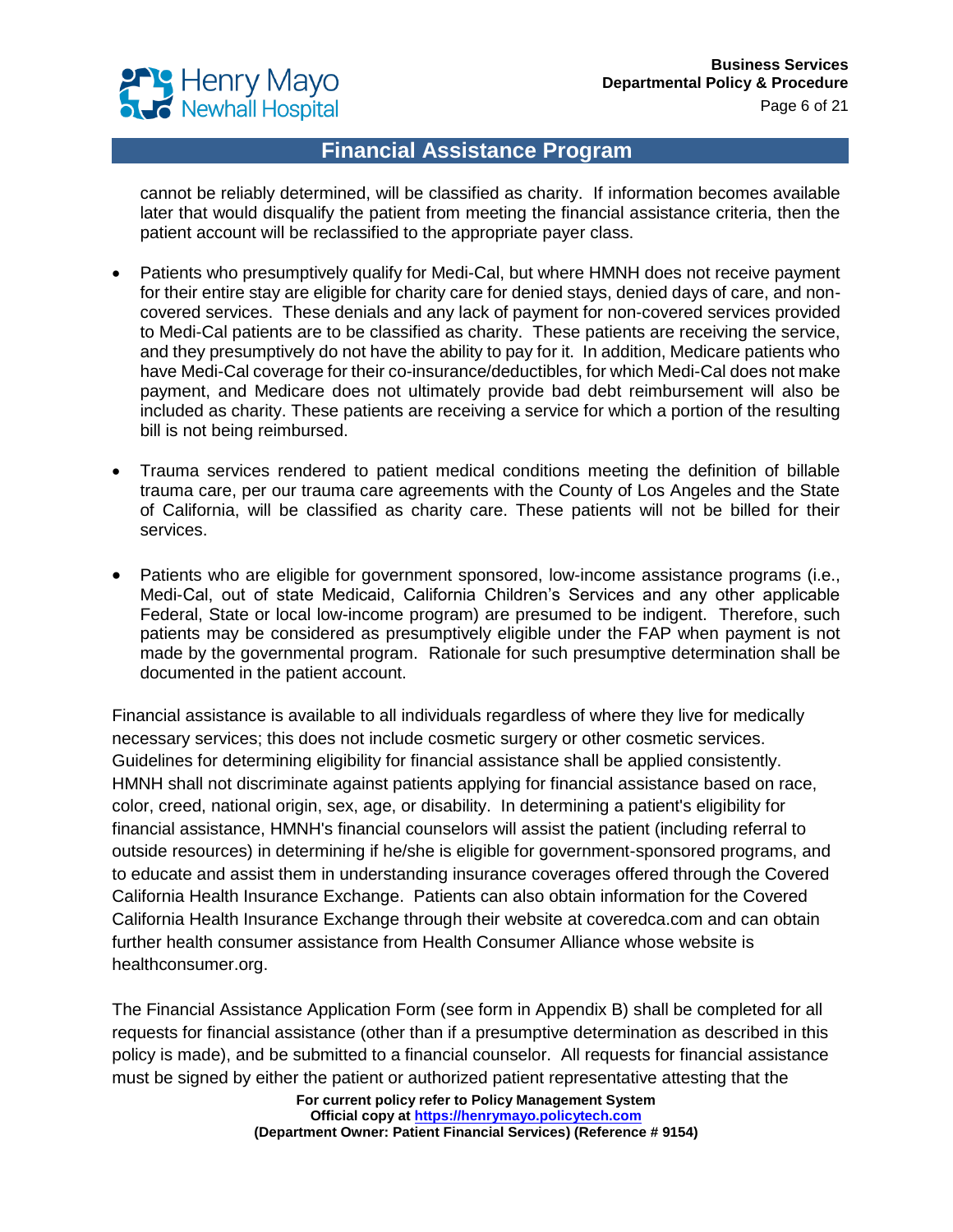cannot be reliably determined, will be classified as charity. If information becomes available later that would disqualify the patient from meeting the financial assistance criteria, then the patient account will be reclassified to the appropriate payer class.

- Patients who presumptively qualify for Medi-Cal, but where HMNH does not receive payment for their entire stay are eligible for charity care for denied stays, denied days of care, and non-covered services. These denials and any lack of payment for non-covered services provided to Medi-Cal patients are to be classified as charity. These patients are receiving the service, and they presumptively do not have the ability to pay for it. In addition, Medicare patients who have Medi-Cal coverage for their co-insurance/deductibles, for which Medi-Cal does not make payment, and Medicare does not ultimately provide bad debt reimbursement will also be included as charity. These patients are receiving a service for which a portion of the resulting bill is not being reimbursed.

- Trauma services rendered to patient medical conditions meeting the definition of billable trauma care, per our trauma care agreements with the County of Los Angeles and the State of California, will be classified as charity care. These patients will not be billed for their services.

- Patients who are eligible for government sponsored, low-income assistance programs (i.e., Medi-Cal, out of state Medicaid, California Children's Services and any other applicable Federal, State or local low-income program) are presumed to be indigent. Therefore, such patients may be considered as presumptively eligible under the FAP when payment is not made by the governmental program. Rationale for such presumptive determination shall be documented in the patient account.

Financial assistance is available to all individuals regardless of where they live for medically necessary services; this does not include cosmetic surgery or other cosmetic services. Guidelines for determining eligibility for financial assistance shall be applied consistently. HMNH shall not discriminate against patients applying for financial assistance based on race, color, creed, national origin, sex, age, or disability. In determining a patient's eligibility for financial assistance, HMNH's financial counselors will assist the patient (including referral to outside resources) in determining if he/she is eligible for government-sponsored programs, and to educate and assist them in understanding insurance coverages offered through the Covered California Health Insurance Exchange. Patients can also obtain information for the Covered California Health Insurance Exchange through their website at coveredca.com and can obtain further health consumer assistance from Health Consumer Alliance whose website is healthconsumer.org.

The Financial Assistance Application Form (see form in Appendix B) shall be completed for all requests for financial assistance (other than if a presumptive determination as described in this policy is made), and be submitted to a financial counselor. All requests for financial assistance must be signed by either the patient or authorized patient representative attesting that the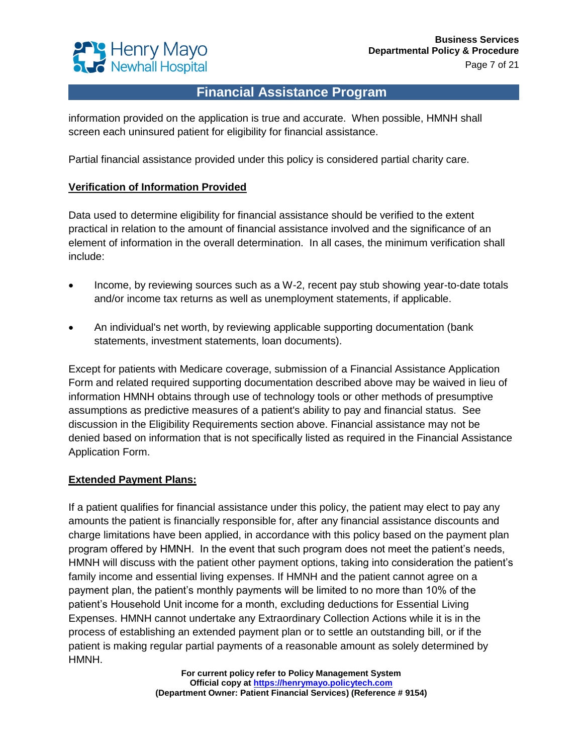information provided on the application is true and accurate. When possible, HMNH shall screen each uninsured patient for eligibility for financial assistance.

Partial financial assistance provided under this policy is considered partial charity care.

**Verification of Information Provided**

Data used to determine eligibility for financial assistance should be verified to the extent practical in relation to the amount of financial assistance involved and the significance of an element of information in the overall determination. In all cases, the minimum verification shall include:

- Income, by reviewing sources such as a W-2, recent pay stub showing year-to-date totals and/or income tax returns as well as unemployment statements, if applicable.
- An individual's net worth, by reviewing applicable supporting documentation (bank statements, investment statements, loan documents).

Except for patients with Medicare coverage, submission of a Financial Assistance Application Form and related required supporting documentation described above may be waived in lieu of information HMNH obtains through use of technology tools or other methods of presumptive assumptions as predictive measures of a patient's ability to pay and financial status. See discussion in the Eligibility Requirements section above. Financial assistance may not be denied based on information that is not specifically listed as required in the Financial Assistance Application Form.

**Extended Payment Plans:**

If a patient qualifies for financial assistance under this policy, the patient may elect to pay any amounts the patient is financially responsible for, after any financial assistance discounts and charge limitations have been applied, in accordance with this policy based on the payment plan program offered by HMNH. In the event that such program does not meet the patient's needs, HMNH will discuss with the patient other payment options, taking into consideration the patient's family income and essential living expenses. If HMNH and the patient cannot agree on a payment plan, the patient's monthly payments will be limited to no more than 10% of the patient's Household Unit income for a month, excluding deductions for Essential Living Expenses. HMNH cannot undertake any Extraordinary Collection Actions while it is in the process of establishing an extended payment plan or to settle an outstanding bill, or if the patient is making regular partial payments of a reasonable amount as solely determined by HMNH.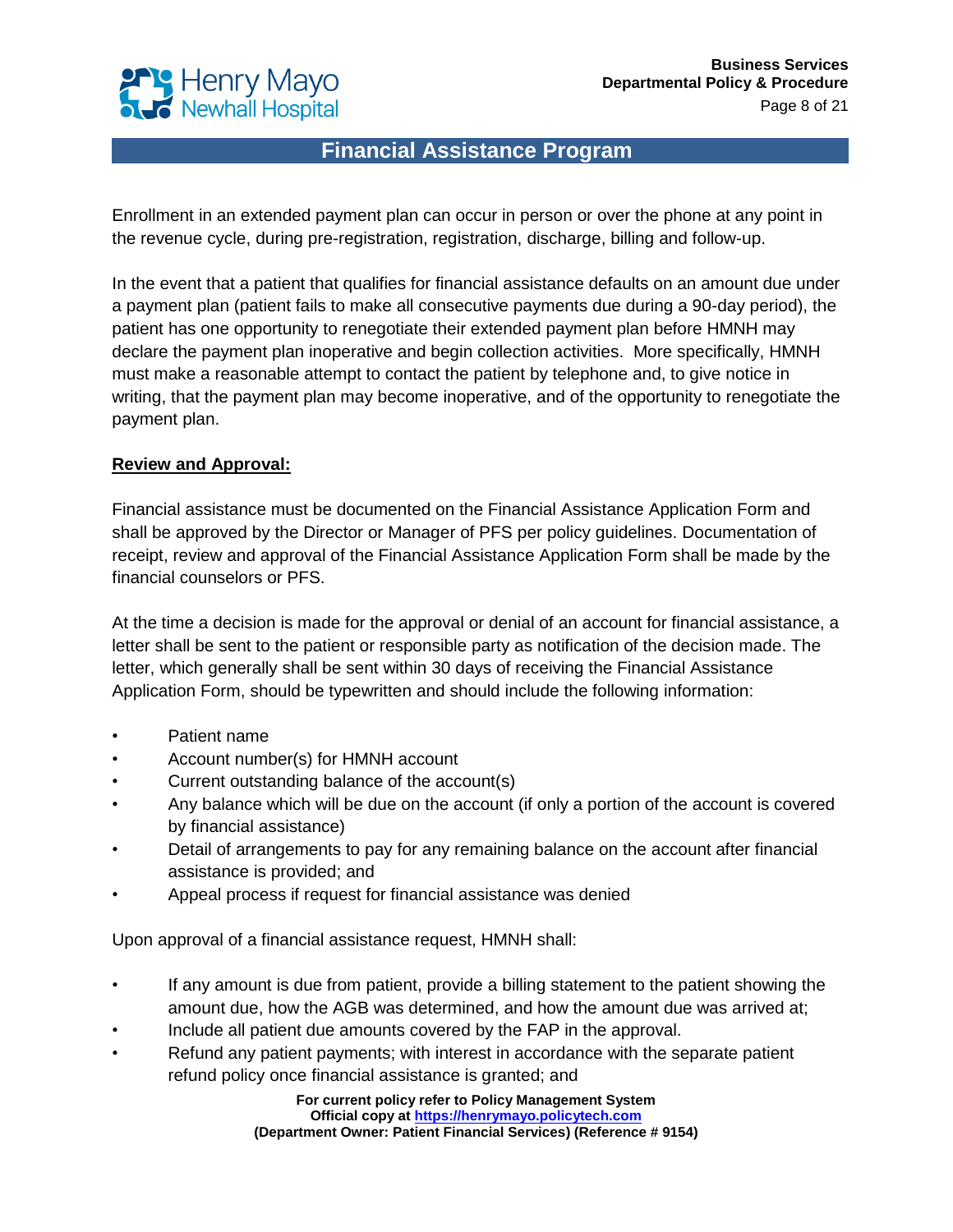Enrollment in an extended payment plan can occur in person or over the phone at any point in the revenue cycle, during pre-registration, registration, discharge, billing and follow-up.

In the event that a patient that qualifies for financial assistance defaults on an amount due under a payment plan (patient fails to make all consecutive payments due during a 90-day period), the patient has one opportunity to renegotiate their extended payment plan before HMNH may declare the payment plan inoperative and begin collection activities. More specifically, HMNH must make a reasonable attempt to contact the patient by telephone and, to give notice in writing, that the payment plan may become inoperative, and of the opportunity to renegotiate the payment plan.

**Review and Approval:**

Financial assistance must be documented on the Financial Assistance Application Form and shall be approved by the Director or Manager of PFS per policy guidelines. Documentation of receipt, review and approval of the Financial Assistance Application Form shall be made by the financial counselors or PFS.

At the time a decision is made for the approval or denial of an account for financial assistance, a letter shall be sent to the patient or responsible party as notification of the decision made. The letter, which generally shall be sent within 30 days of receiving the Financial Assistance Application Form, should be typewritten and should include the following information:

- Patient name
- Account number(s) for HMNH account
- Current outstanding balance of the account(s)
- Any balance which will be due on the account (if only a portion of the account is covered by financial assistance)
- Detail of arrangements to pay for any remaining balance on the account after financial assistance is provided; and
- Appeal process if request for financial assistance was denied

Upon approval of a financial assistance request, HMNH shall:

- If any amount is due from patient, provide a billing statement to the patient showing the amount due, how the AGB was determined, and how the amount due was arrived at;
- Include all patient due amounts covered by the FAP in the approval.
- Refund any patient payments; with interest in accordance with the separate patient refund policy once financial assistance is granted; and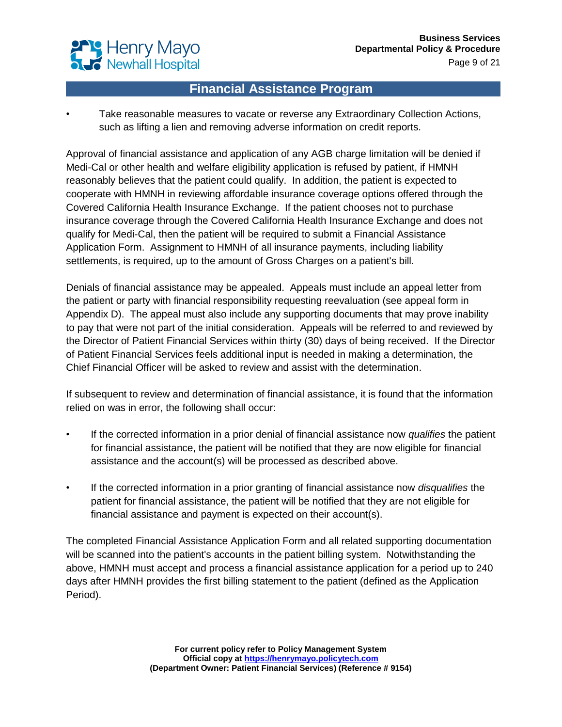- Take reasonable measures to vacate or reverse any Extraordinary Collection Actions, such as lifting a lien and removing adverse information on credit reports.

Approval of financial assistance and application of any AGB charge limitation will be denied if Medi-Cal or other health and welfare eligibility application is refused by patient, if HMNH reasonably believes that the patient could qualify. In addition, the patient is expected to cooperate with HMNH in reviewing affordable insurance coverage options offered through the Covered California Health Insurance Exchange. If the patient chooses not to purchase insurance coverage through the Covered California Health Insurance Exchange and does not qualify for Medi-Cal, then the patient will be required to submit a Financial Assistance Application Form. Assignment to HMNH of all insurance payments, including liability settlements, is required, up to the amount of Gross Charges on a patient's bill.

Denials of financial assistance may be appealed. Appeals must include an appeal letter from the patient or party with financial responsibility requesting reevaluation (see appeal form in Appendix D). The appeal must also include any supporting documents that may prove inability to pay that were not part of the initial consideration. Appeals will be referred to and reviewed by the Director of Patient Financial Services within thirty (30) days of being received. If the Director of Patient Financial Services feels additional input is needed in making a determination, the Chief Financial Officer will be asked to review and assist with the determination.

If subsequent to review and determination of financial assistance, it is found that the information relied on was in error, the following shall occur:

- If the corrected information in a prior denial of financial assistance now *qualifies* the patient for financial assistance, the patient will be notified that they are now eligible for financial assistance and the account(s) will be processed as described above.
- If the corrected information in a prior granting of financial assistance now *disqualifies* the patient for financial assistance, the patient will be notified that they are not eligible for financial assistance and payment is expected on their account(s).

The completed Financial Assistance Application Form and all related supporting documentation will be scanned into the patient's accounts in the patient billing system. Notwithstanding the above, HMNH must accept and process a financial assistance application for a period up to 240 days after HMNH provides the first billing statement to the patient (defined as the Application Period).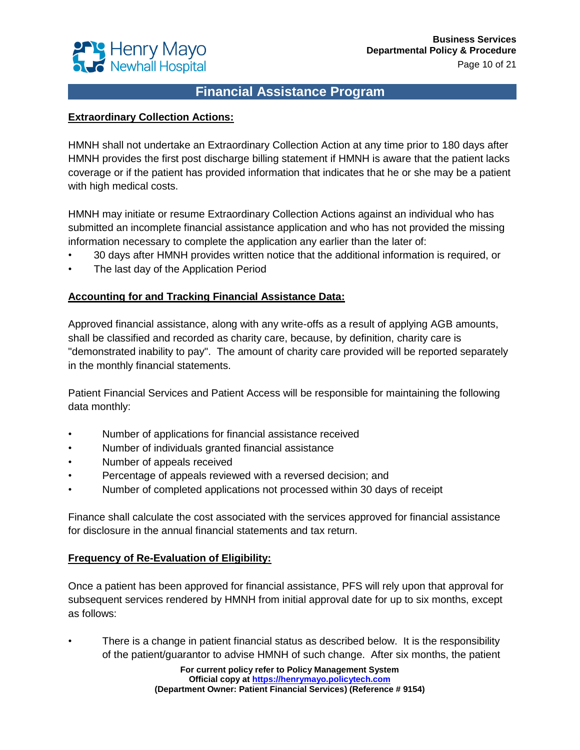**Extraordinary Collection Actions:**

HMNH shall not undertake an Extraordinary Collection Action at any time prior to 180 days after HMNH provides the first post discharge billing statement if HMNH is aware that the patient lacks coverage or if the patient has provided information that indicates that he or she may be a patient with high medical costs.

HMNH may initiate or resume Extraordinary Collection Actions against an individual who has submitted an incomplete financial assistance application and who has not provided the missing information necessary to complete the application any earlier than the later of:

- 30 days after HMNH provides written notice that the additional information is required, or
- The last day of the Application Period

**Accounting for and Tracking Financial Assistance Data:**

Approved financial assistance, along with any write-offs as a result of applying AGB amounts, shall be classified and recorded as charity care, because, by definition, charity care is "demonstrated inability to pay". The amount of charity care provided will be reported separately in the monthly financial statements.

Patient Financial Services and Patient Access will be responsible for maintaining the following data monthly:

- Number of applications for financial assistance received
- Number of individuals granted financial assistance
- Number of appeals received
- Percentage of appeals reviewed with a reversed decision; and
- Number of completed applications not processed within 30 days of receipt

Finance shall calculate the cost associated with the services approved for financial assistance for disclosure in the annual financial statements and tax return.

**Frequency of Re-Evaluation of Eligibility:**

Once a patient has been approved for financial assistance, PFS will rely upon that approval for subsequent services rendered by HMNH from initial approval date for up to six months, except as follows:

- There is a change in patient financial status as described below. It is the responsibility of the patient/guarantor to advise HMNH of such change. After six months, the patient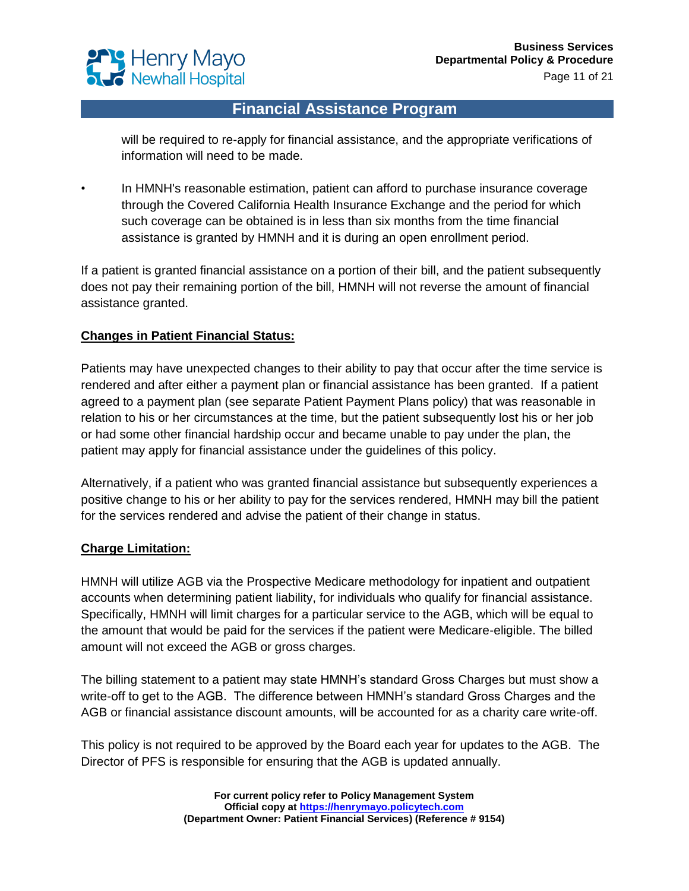will be required to re-apply for financial assistance, and the appropriate verifications of information will need to be made.

- In HMNH's reasonable estimation, patient can afford to purchase insurance coverage through the Covered California Health Insurance Exchange and the period for which such coverage can be obtained is in less than six months from the time financial assistance is granted by HMNH and it is during an open enrollment period.

If a patient is granted financial assistance on a portion of their bill, and the patient subsequently does not pay their remaining portion of the bill, HMNH will not reverse the amount of financial assistance granted.

**Changes in Patient Financial Status:**

Patients may have unexpected changes to their ability to pay that occur after the time service is rendered and after either a payment plan or financial assistance has been granted. If a patient agreed to a payment plan (see separate Patient Payment Plans policy) that was reasonable in relation to his or her circumstances at the time, but the patient subsequently lost his or her job or had some other financial hardship occur and became unable to pay under the plan, the patient may apply for financial assistance under the guidelines of this policy.

Alternatively, if a patient who was granted financial assistance but subsequently experiences a positive change to his or her ability to pay for the services rendered, HMNH may bill the patient for the services rendered and advise the patient of their change in status.

**Charge Limitation:**

HMNH will utilize AGB via the Prospective Medicare methodology for inpatient and outpatient accounts when determining patient liability, for individuals who qualify for financial assistance. Specifically, HMNH will limit charges for a particular service to the AGB, which will be equal to the amount that would be paid for the services if the patient were Medicare-eligible. The billed amount will not exceed the AGB or gross charges.

The billing statement to a patient may state HMNH's standard Gross Charges but must show a write-off to get to the AGB. The difference between HMNH's standard Gross Charges and the AGB or financial assistance discount amounts, will be accounted for as a charity care write-off.

This policy is not required to be approved by the Board each year for updates to the AGB. The Director of PFS is responsible for ensuring that the AGB is updated annually.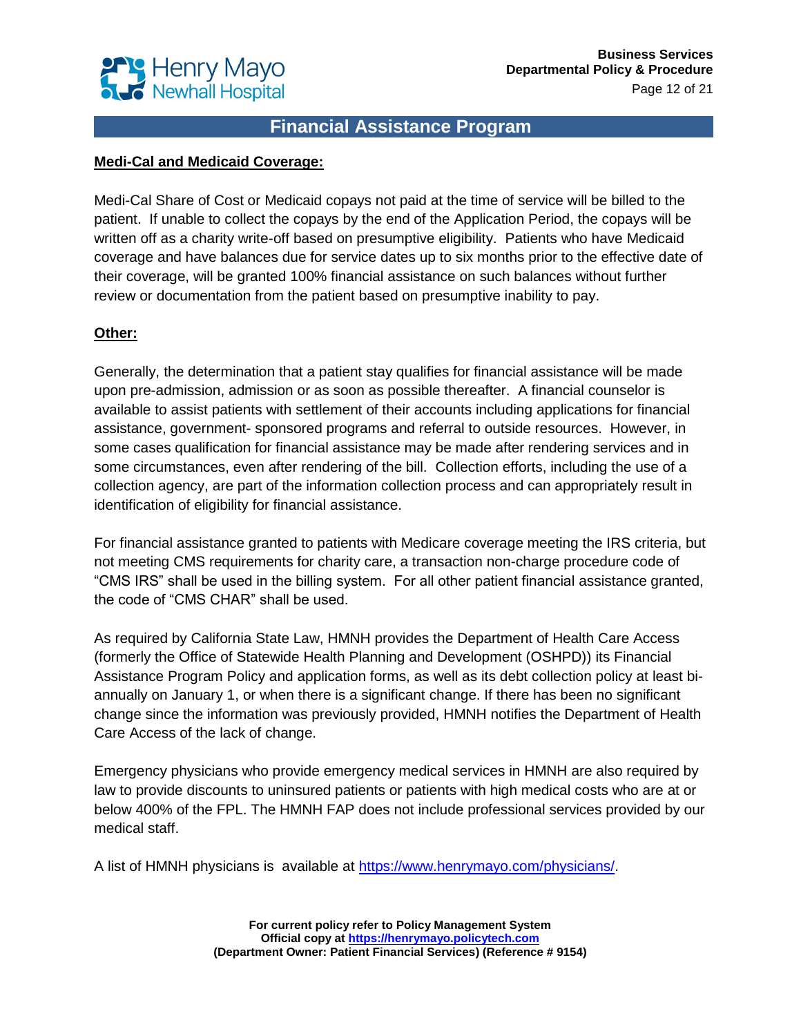## Financial Assistance Program

**Medi-Cal and Medicaid Coverage:**

Medi-Cal Share of Cost or Medicaid copays not paid at the time of service will be billed to the patient. If unable to collect the copays by the end of the Application Period, the copays will be written off as a charity write-off based on presumptive eligibility. Patients who have Medicaid coverage and have balances due for service dates up to six months prior to the effective date of their coverage, will be granted 100% financial assistance on such balances without further review or documentation from the patient based on presumptive inability to pay.

**Other:**

Generally, the determination that a patient stay qualifies for financial assistance will be made upon pre-admission, admission or as soon as possible thereafter. A financial counselor is available to assist patients with settlement of their accounts including applications for financial assistance, government- sponsored programs and referral to outside resources. However, in some cases qualification for financial assistance may be made after rendering services and in some circumstances, even after rendering of the bill. Collection efforts, including the use of a collection agency, are part of the information collection process and can appropriately result in identification of eligibility for financial assistance.

For financial assistance granted to patients with Medicare coverage meeting the IRS criteria, but not meeting CMS requirements for charity care, a transaction non-charge procedure code of "CMS IRS" shall be used in the billing system. For all other patient financial assistance granted, the code of "CMS CHAR" shall be used.

As required by California State Law, HMNH provides the Department of Health Care Access (formerly the Office of Statewide Health Planning and Development (OSHPD)) its Financial Assistance Program Policy and application forms, as well as its debt collection policy at least bi-annually on January 1, or when there is a significant change. If there has been no significant change since the information was previously provided, HMNH notifies the Department of Health Care Access of the lack of change.

Emergency physicians who provide emergency medical services in HMNH are also required by law to provide discounts to uninsured patients or patients with high medical costs who are at or below 400% of the FPL. The HMNH FAP does not include professional services provided by our medical staff.

A list of HMNH physicians is available at https://www.henrymayo.com/physicians/.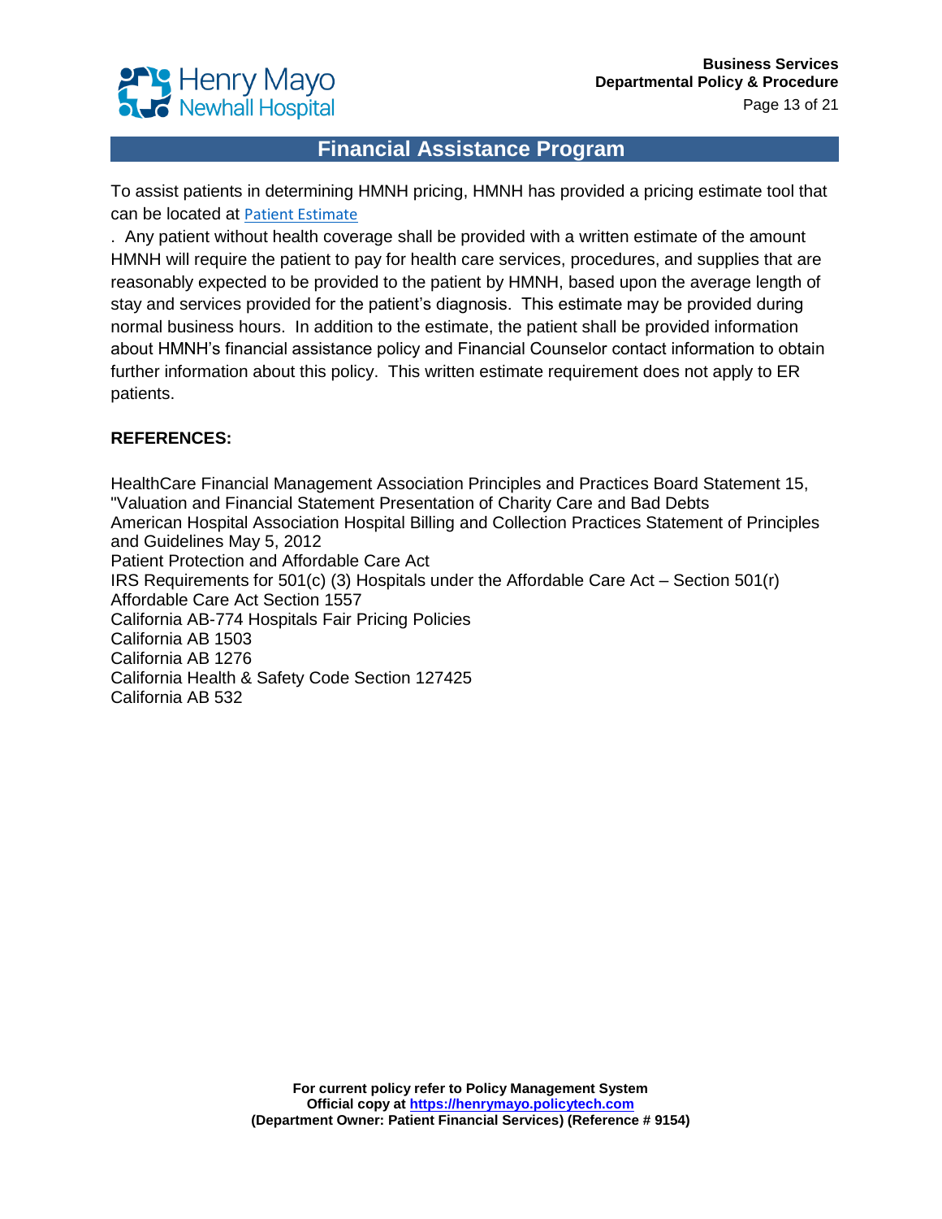## Financial Assistance Program

To assist patients in determining HMNH pricing, HMNH has provided a pricing estimate tool that can be located at Patient Estimate

. Any patient without health coverage shall be provided with a written estimate of the amount HMNH will require the patient to pay for health care services, procedures, and supplies that are reasonably expected to be provided to the patient by HMNH, based upon the average length of stay and services provided for the patient's diagnosis. This estimate may be provided during normal business hours. In addition to the estimate, the patient shall be provided information about HMNH's financial assistance policy and Financial Counselor contact information to obtain further information about this policy. This written estimate requirement does not apply to ER patients.

**REFERENCES:**

HealthCare Financial Management Association Principles and Practices Board Statement 15, "Valuation and Financial Statement Presentation of Charity Care and Bad Debts
American Hospital Association Hospital Billing and Collection Practices Statement of Principles and Guidelines May 5, 2012
Patient Protection and Affordable Care Act
IRS Requirements for 501(c) (3) Hospitals under the Affordable Care Act – Section 501(r)
Affordable Care Act Section 1557
California AB-774 Hospitals Fair Pricing Policies
California AB 1503
California AB 1276
California Health & Safety Code Section 127425
California AB 532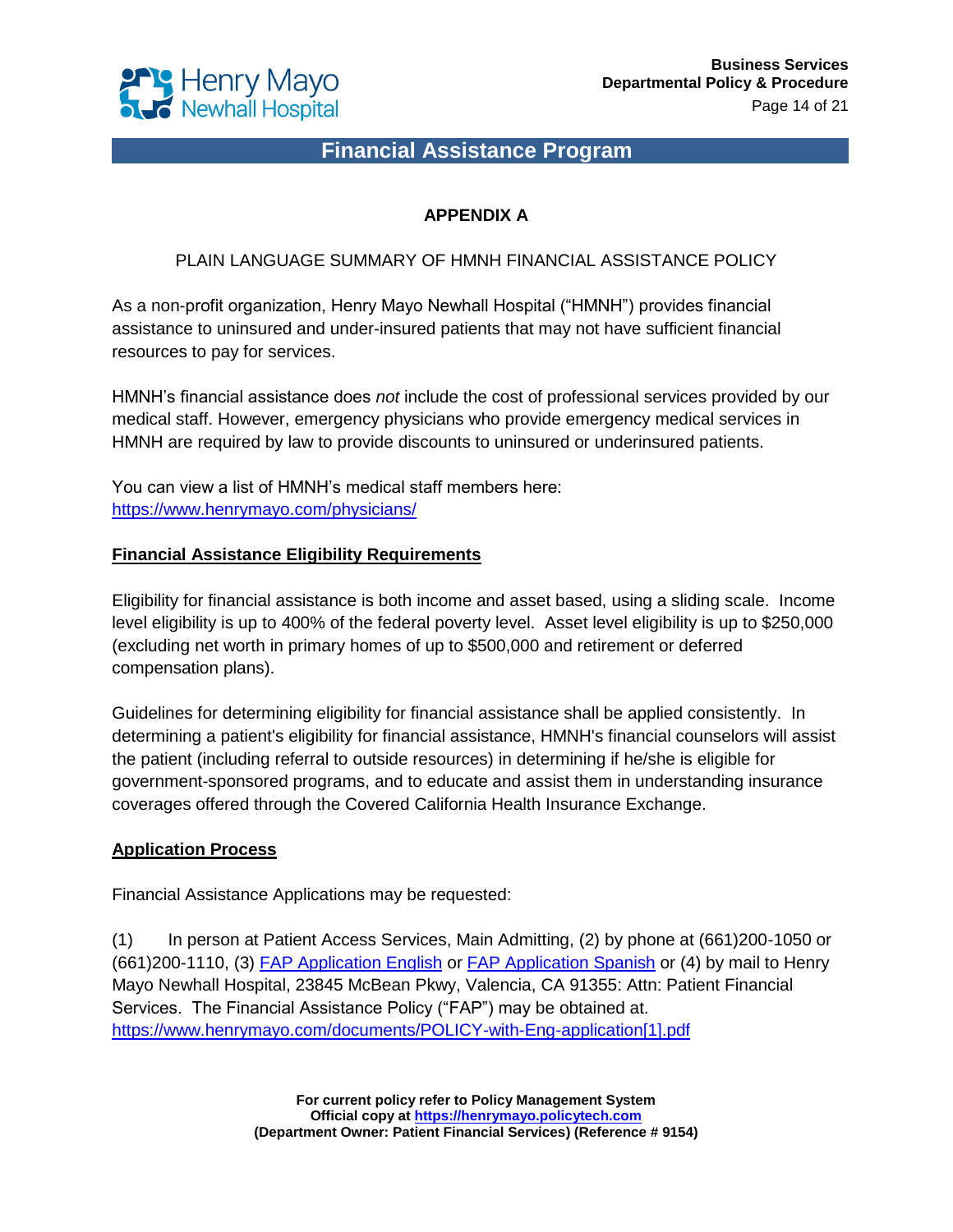## APPENDIX A

PLAIN LANGUAGE SUMMARY OF HMNH FINANCIAL ASSISTANCE POLICY

As a non-profit organization, Henry Mayo Newhall Hospital ("HMNH") provides financial assistance to uninsured and under-insured patients that may not have sufficient financial resources to pay for services.

HMNH's financial assistance does *not* include the cost of professional services provided by our medical staff. However, emergency physicians who provide emergency medical services in HMNH are required by law to provide discounts to uninsured or underinsured patients.

You can view a list of HMNH's medical staff members here: https://www.henrymayo.com/physicians/

**Financial Assistance Eligibility Requirements**

Eligibility for financial assistance is both income and asset based, using a sliding scale. Income level eligibility is up to 400% of the federal poverty level. Asset level eligibility is up to $250,000 (excluding net worth in primary homes of up to $500,000 and retirement or deferred compensation plans).

Guidelines for determining eligibility for financial assistance shall be applied consistently. In determining a patient's eligibility for financial assistance, HMNH's financial counselors will assist the patient (including referral to outside resources) in determining if he/she is eligible for government-sponsored programs, and to educate and assist them in understanding insurance coverages offered through the Covered California Health Insurance Exchange.

**Application Process**

Financial Assistance Applications may be requested:

(1) In person at Patient Access Services, Main Admitting, (2) by phone at (661)200-1050 or (661)200-1110, (3) FAP Application English or FAP Application Spanish or (4) by mail to Henry Mayo Newhall Hospital, 23845 McBean Pkwy, Valencia, CA 91355: Attn: Patient Financial Services. The Financial Assistance Policy ("FAP") may be obtained at. https://www.henrymayo.com/documents/POLICY-with-Eng-application[1].pdf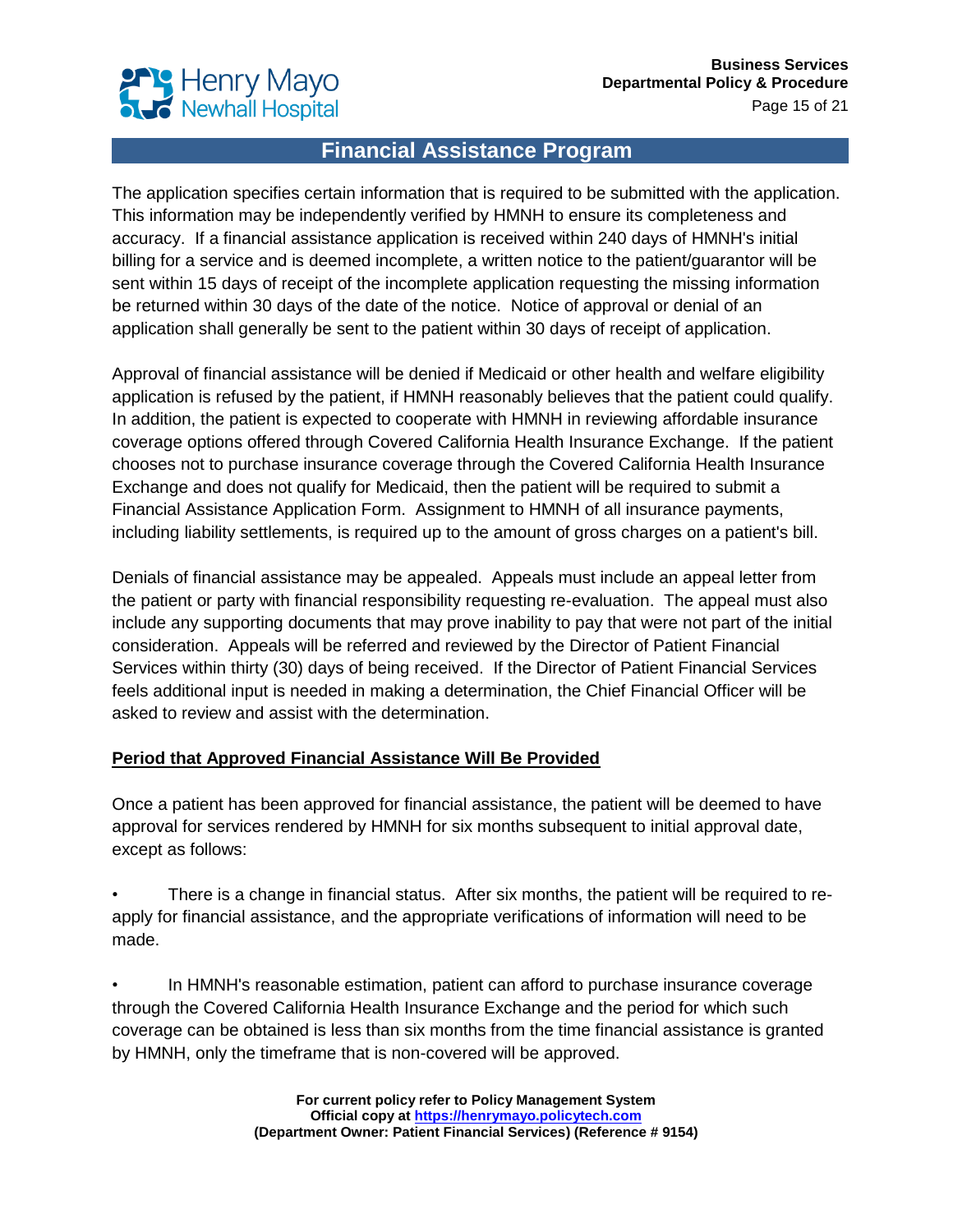The application specifies certain information that is required to be submitted with the application. This information may be independently verified by HMNH to ensure its completeness and accuracy. If a financial assistance application is received within 240 days of HMNH's initial billing for a service and is deemed incomplete, a written notice to the patient/guarantor will be sent within 15 days of receipt of the incomplete application requesting the missing information be returned within 30 days of the date of the notice. Notice of approval or denial of an application shall generally be sent to the patient within 30 days of receipt of application.

Approval of financial assistance will be denied if Medicaid or other health and welfare eligibility application is refused by the patient, if HMNH reasonably believes that the patient could qualify. In addition, the patient is expected to cooperate with HMNH in reviewing affordable insurance coverage options offered through Covered California Health Insurance Exchange. If the patient chooses not to purchase insurance coverage through the Covered California Health Insurance Exchange and does not qualify for Medicaid, then the patient will be required to submit a Financial Assistance Application Form. Assignment to HMNH of all insurance payments, including liability settlements, is required up to the amount of gross charges on a patient's bill.

Denials of financial assistance may be appealed. Appeals must include an appeal letter from the patient or party with financial responsibility requesting re-evaluation. The appeal must also include any supporting documents that may prove inability to pay that were not part of the initial consideration. Appeals will be referred and reviewed by the Director of Patient Financial Services within thirty (30) days of being received. If the Director of Patient Financial Services feels additional input is needed in making a determination, the Chief Financial Officer will be asked to review and assist with the determination.

**Period that Approved Financial Assistance Will Be Provided**

Once a patient has been approved for financial assistance, the patient will be deemed to have approval for services rendered by HMNH for six months subsequent to initial approval date, except as follows:

- There is a change in financial status. After six months, the patient will be required to re-apply for financial assistance, and the appropriate verifications of information will need to be made.

- In HMNH's reasonable estimation, patient can afford to purchase insurance coverage through the Covered California Health Insurance Exchange and the period for which such coverage can be obtained is less than six months from the time financial assistance is granted by HMNH, only the timeframe that is non-covered will be approved.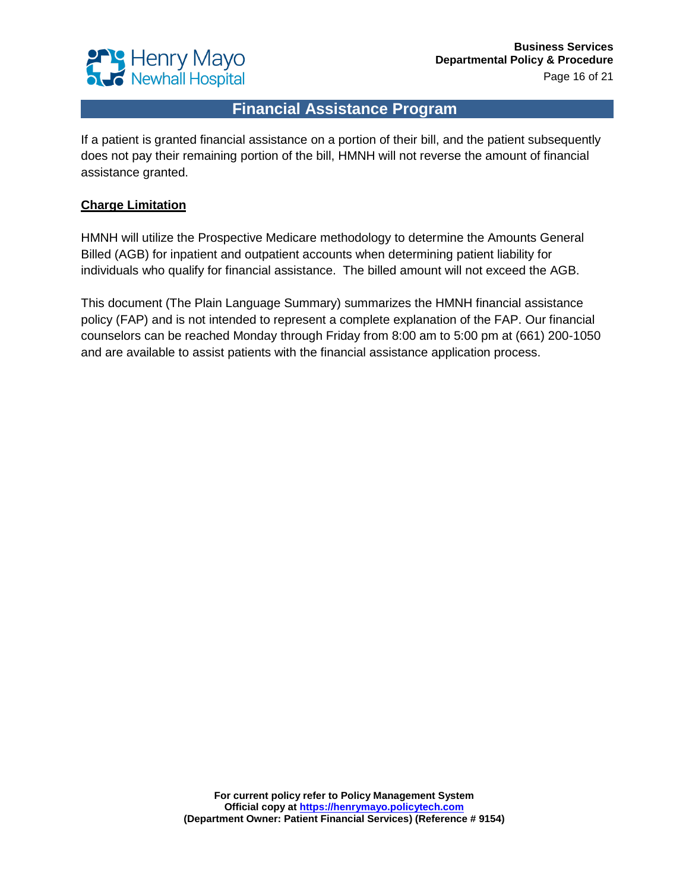If a patient is granted financial assistance on a portion of their bill, and the patient subsequently does not pay their remaining portion of the bill, HMNH will not reverse the amount of financial assistance granted.

**Charge Limitation**

HMNH will utilize the Prospective Medicare methodology to determine the Amounts General Billed (AGB) for inpatient and outpatient accounts when determining patient liability for individuals who qualify for financial assistance. The billed amount will not exceed the AGB.

This document (The Plain Language Summary) summarizes the HMNH financial assistance policy (FAP) and is not intended to represent a complete explanation of the FAP. Our financial counselors can be reached Monday through Friday from 8:00 am to 5:00 pm at (661) 200-1050 and are available to assist patients with the financial assistance application process.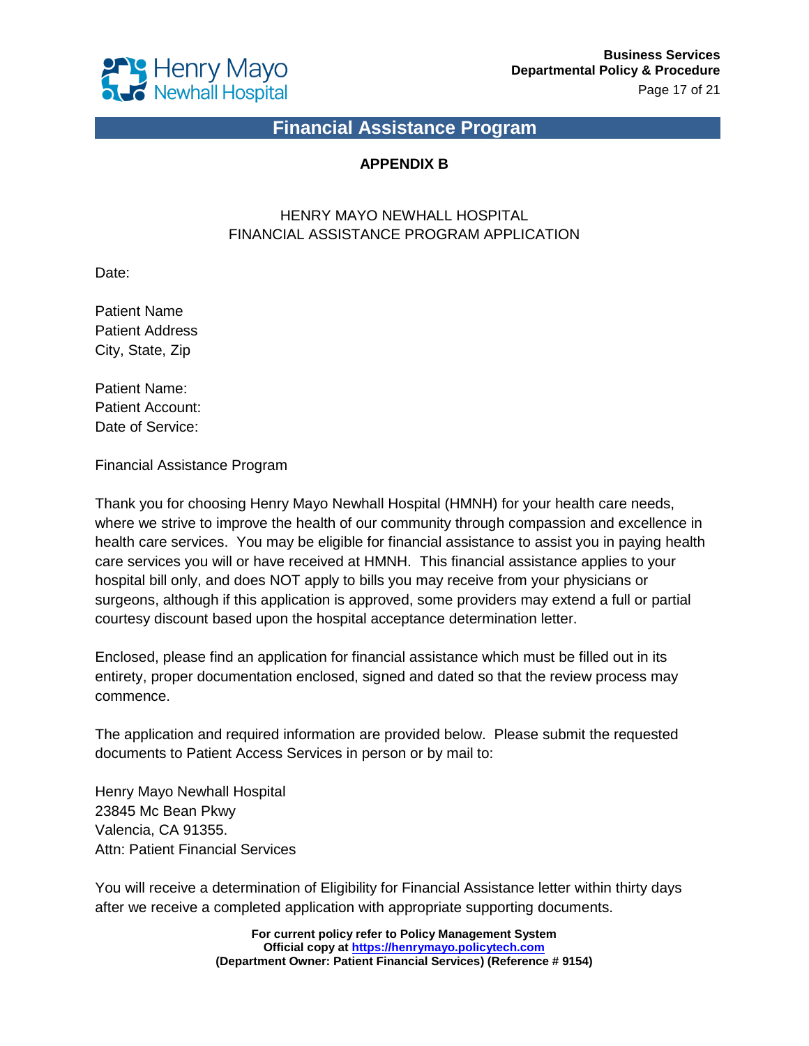## Financial Assistance Program

**APPENDIX B**

HENRY MAYO NEWHALL HOSPITAL
FINANCIAL ASSISTANCE PROGRAM APPLICATION

Date:

Patient Name
Patient Address
City, State, Zip

Patient Name:
Patient Account:
Date of Service:

Financial Assistance Program

Thank you for choosing Henry Mayo Newhall Hospital (HMNH) for your health care needs, where we strive to improve the health of our community through compassion and excellence in health care services. You may be eligible for financial assistance to assist you in paying health care services you will or have received at HMNH. This financial assistance applies to your hospital bill only, and does NOT apply to bills you may receive from your physicians or surgeons, although if this application is approved, some providers may extend a full or partial courtesy discount based upon the hospital acceptance determination letter.

Enclosed, please find an application for financial assistance which must be filled out in its entirety, proper documentation enclosed, signed and dated so that the review process may commence.

The application and required information are provided below. Please submit the requested documents to Patient Access Services in person or by mail to:

Henry Mayo Newhall Hospital
23845 Mc Bean Pkwy
Valencia, CA 91355.
Attn: Patient Financial Services

You will receive a determination of Eligibility for Financial Assistance letter within thirty days after we receive a completed application with appropriate supporting documents.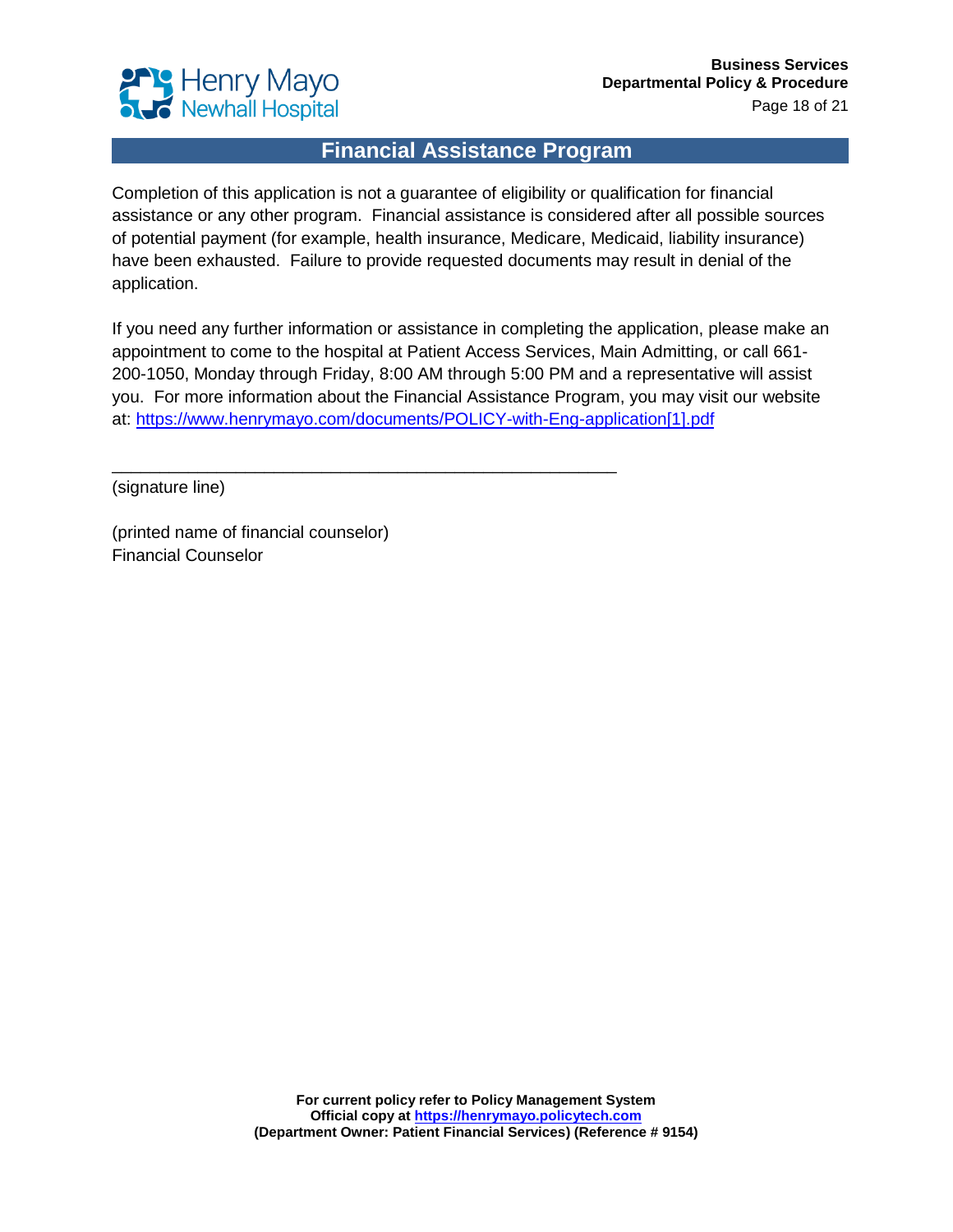## Financial Assistance Program

Completion of this application is not a guarantee of eligibility or qualification for financial assistance or any other program. Financial assistance is considered after all possible sources of potential payment (for example, health insurance, Medicare, Medicaid, liability insurance) have been exhausted. Failure to provide requested documents may result in denial of the application.

If you need any further information or assistance in completing the application, please make an appointment to come to the hospital at Patient Access Services, Main Admitting, or call 661-200-1050, Monday through Friday, 8:00 AM through 5:00 PM and a representative will assist you. For more information about the Financial Assistance Program, you may visit our website at: https://www.henrymayo.com/documents/POLICY-with-Eng-application[1].pdf

\_\_\_\_\_\_\_\_\_\_\_\_\_\_\_\_\_\_\_\_\_\_\_\_\_\_\_\_\_\_\_\_\_\_\_\_\_\_\_\_\_\_\_\_\_\_\_\_\_\_\_\_\_\_

(signature line)

(printed name of financial counselor)
Financial Counselor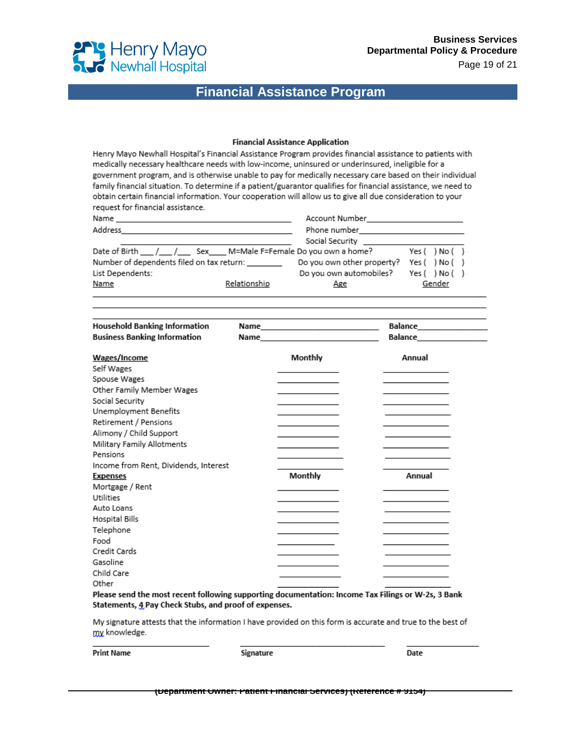# Financial Assistance Program

## Financial Assistance Application

Henry Mayo Newhall Hospital's Financial Assistance Program provides financial assistance to patients with medically necessary healthcare needs with low-income, uninsured or underinsured, ineligible for a government program, and is otherwise unable to pay for medically necessary care based on their individual family financial situation. To determine if a patient/guarantor qualifies for financial assistance, we need to obtain certain financial information. Your cooperation will allow us to give all due consideration to your request for financial assistance.

Name ______________________________________ Account Number____________________

Address_____________________________________ Phone number____________________

_____________________________________ Social Security ____________________

Date of Birth ___/___/___ Sex____ M=Male F=Female Do you own a home? Yes ( ) No ( )

Number of dependents filed on tax return: ________ Do you own other property? Yes ( ) No ( )

List Dependents: Do you own automobiles? Yes ( ) No ( )

| Name | Relationship | Age | Gender |
|---|---|---|---|
| | | | |
| | | | |
| | | | |

**Household Banking Information** **Name**______________________ **Balance**______________

**Business Banking Information** **Name**______________________ **Balance**______________

| **Wages/Income** | **Monthly** | **Annual** |
|---|---|---|
| Self Wages | | |
| Spouse Wages | | |
| Other Family Member Wages | | |
| Social Security | | |
| Unemployment Benefits | | |
| Retirement / Pensions | | |
| Alimony / Child Support | | |
| Military Family Allotments | | |
| Pensions | | |
| Income from Rent, Dividends, Interest | | |

| **Expenses** | **Monthly** | **Annual** |
|---|---|---|
| Mortgage / Rent | | |
| Utilities | | |
| Auto Loans | | |
| Hospital Bills | | |
| Telephone | | |
| Food | | |
| Credit Cards | | |
| Gasoline | | |
| Child Care | | |
| Other | | |

**Please send the most recent following supporting documentation: Income Tax Filings or W-2s, 3 Bank Statements, 4 Pay Check Stubs, and proof of expenses.**

My signature attests that the information I have provided on this form is accurate and true to the best of my knowledge.

________________________ ______________________________ ________________

**Print Name** **Signature** **Date**

(Department Owner: Patient Financial Services) (Reference # 9154)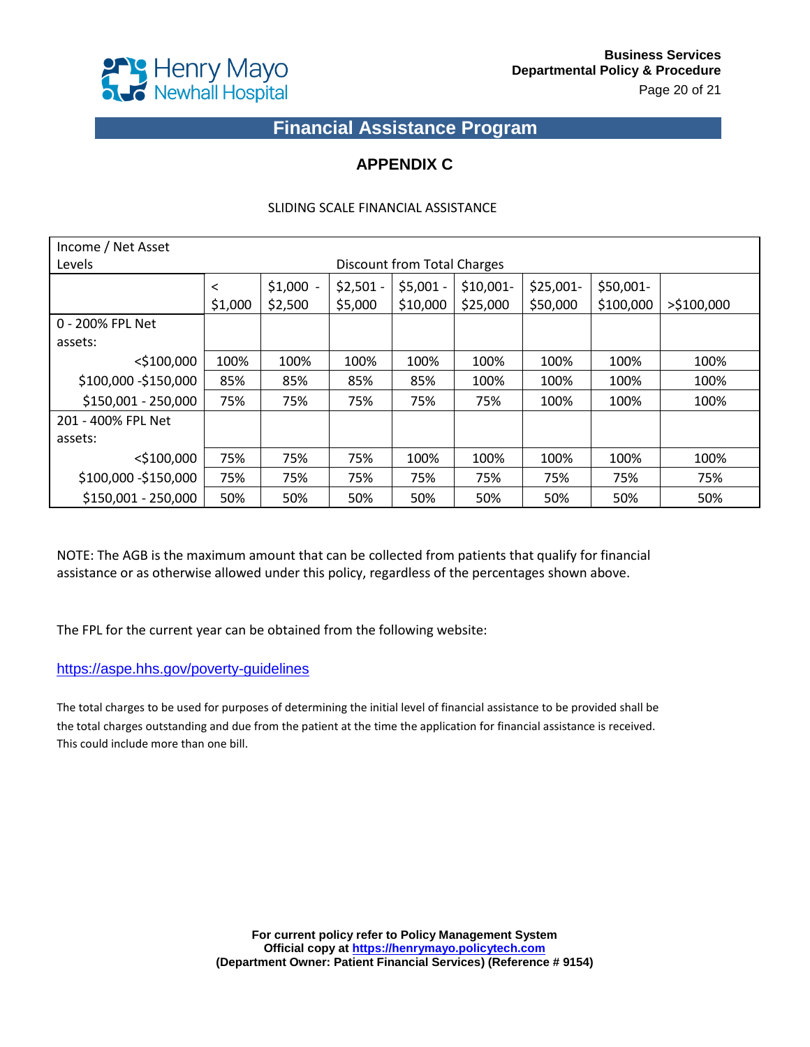## Financial Assistance Program

### APPENDIX C

SLIDING SCALE FINANCIAL ASSISTANCE

| Income / Net Asset Levels | Discount from Total Charges | | | | | | | |
|---|---|---|---|---|---|---|---|---|
| | < $1,000 | $1,000 - $2,500 | $2,501 - $5,000 | $5,001 - $10,000 | $10,001- $25,000 | $25,001- $50,000 | $50,001- $100,000 | >$100,000 |
| 0 - 200% FPL Net assets: | | | | | | | | |
| <$100,000 | 100% | 100% | 100% | 100% | 100% | 100% | 100% | 100% |
| $100,000 -$150,000 | 85% | 85% | 85% | 85% | 100% | 100% | 100% | 100% |
| $150,001 - 250,000 | 75% | 75% | 75% | 75% | 75% | 100% | 100% | 100% |
| 201 - 400% FPL Net assets: | | | | | | | | |
| <$100,000 | 75% | 75% | 75% | 100% | 100% | 100% | 100% | 100% |
| $100,000 -$150,000 | 75% | 75% | 75% | 75% | 75% | 75% | 75% | 75% |
| $150,001 - 250,000 | 50% | 50% | 50% | 50% | 50% | 50% | 50% | 50% |

NOTE: The AGB is the maximum amount that can be collected from patients that qualify for financial assistance or as otherwise allowed under this policy, regardless of the percentages shown above.

The FPL for the current year can be obtained from the following website:

https://aspe.hhs.gov/poverty-guidelines

The total charges to be used for purposes of determining the initial level of financial assistance to be provided shall be the total charges outstanding and due from the patient at the time the application for financial assistance is received. This could include more than one bill.

**For current policy refer to Policy Management System**
**Official copy at https://henrymayo.policytech.com**
**(Department Owner: Patient Financial Services) (Reference # 9154)**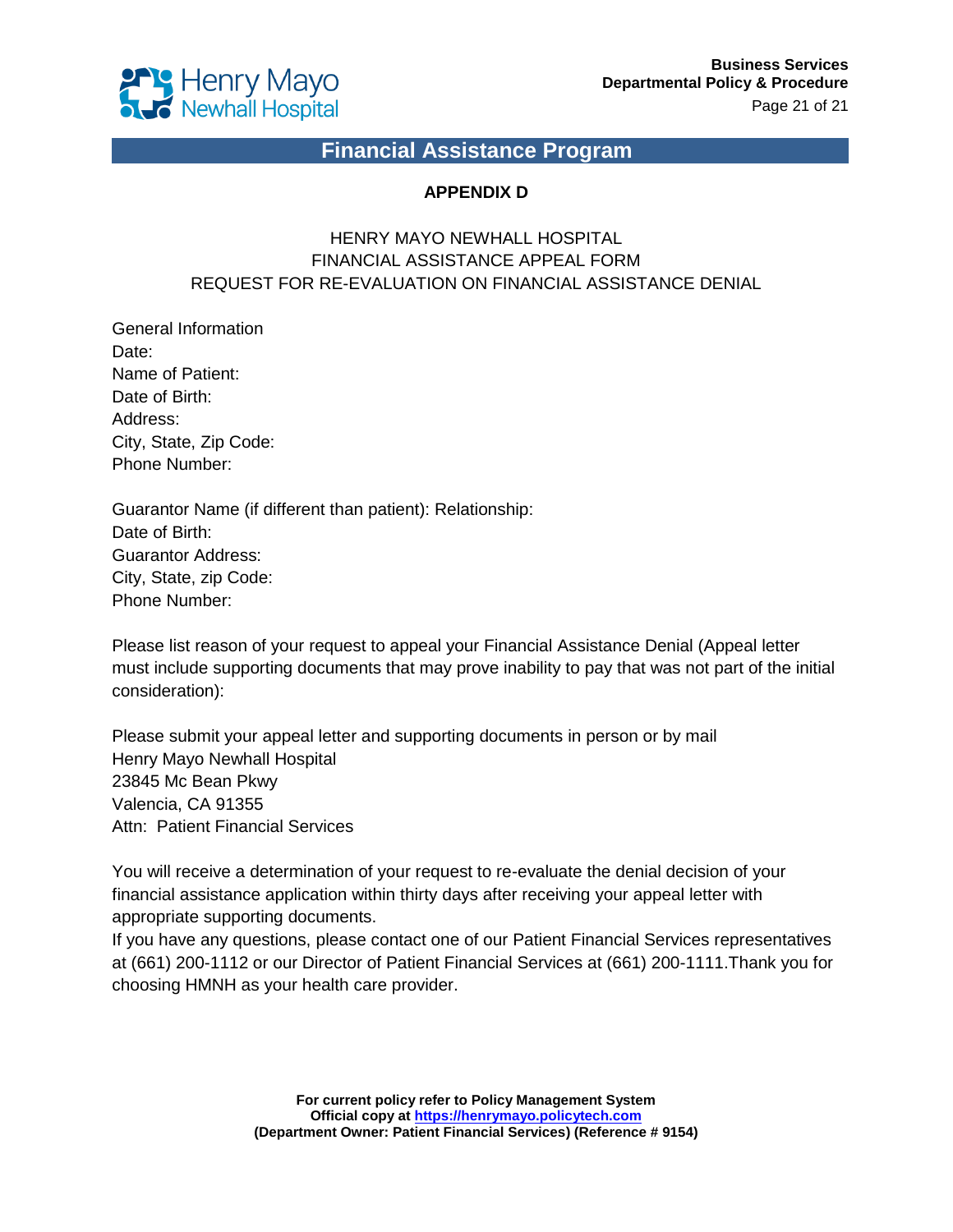## APPENDIX D

HENRY MAYO NEWHALL HOSPITAL
FINANCIAL ASSISTANCE APPEAL FORM
REQUEST FOR RE-EVALUATION ON FINANCIAL ASSISTANCE DENIAL

General Information
Date:
Name of Patient:
Date of Birth:
Address:
City, State, Zip Code:
Phone Number:

Guarantor Name (if different than patient): Relationship:
Date of Birth:
Guarantor Address:
City, State, zip Code:
Phone Number:

Please list reason of your request to appeal your Financial Assistance Denial (Appeal letter must include supporting documents that may prove inability to pay that was not part of the initial consideration):

Please submit your appeal letter and supporting documents in person or by mail
Henry Mayo Newhall Hospital
23845 Mc Bean Pkwy
Valencia, CA 91355
Attn: Patient Financial Services

You will receive a determination of your request to re-evaluate the denial decision of your financial assistance application within thirty days after receiving your appeal letter with appropriate supporting documents.
If you have any questions, please contact one of our Patient Financial Services representatives at (661) 200-1112 or our Director of Patient Financial Services at (661) 200-1111.Thank you for choosing HMNH as your health care provider.